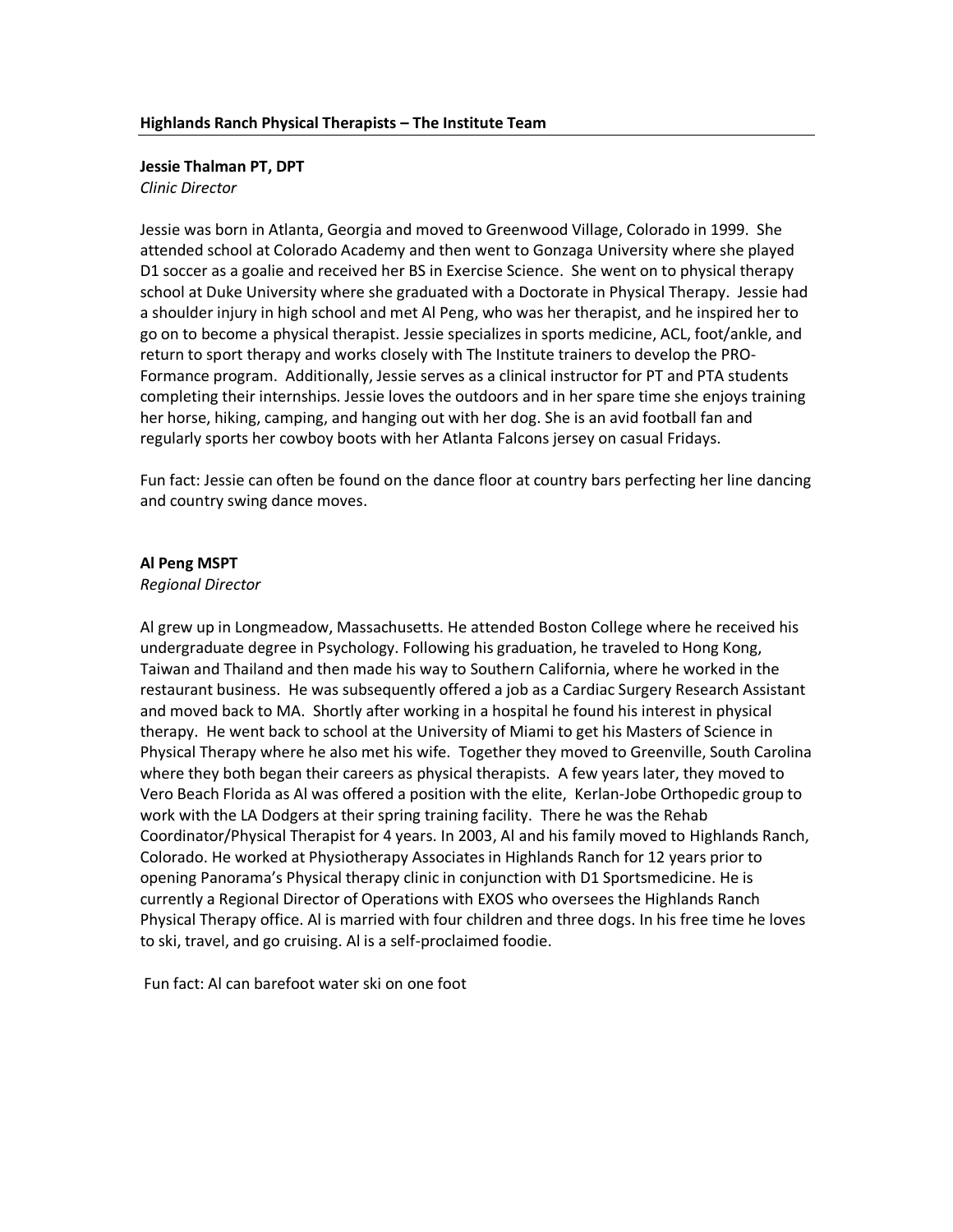**Highlands Ranch Physical Therapists – The Institute Team**

**Jessie Thalman PT, DPT**
*Clinic Director*

Jessie was born in Atlanta, Georgia and moved to Greenwood Village, Colorado in 1999. She attended school at Colorado Academy and then went to Gonzaga University where she played D1 soccer as a goalie and received her BS in Exercise Science. She went on to physical therapy school at Duke University where she graduated with a Doctorate in Physical Therapy. Jessie had a shoulder injury in high school and met Al Peng, who was her therapist, and he inspired her to go on to become a physical therapist. Jessie specializes in sports medicine, ACL, foot/ankle, and return to sport therapy and works closely with The Institute trainers to develop the PRO-Formance program. Additionally, Jessie serves as a clinical instructor for PT and PTA students completing their internships. Jessie loves the outdoors and in her spare time she enjoys training her horse, hiking, camping, and hanging out with her dog. She is an avid football fan and regularly sports her cowboy boots with her Atlanta Falcons jersey on casual Fridays.

Fun fact: Jessie can often be found on the dance floor at country bars perfecting her line dancing and country swing dance moves.

**Al Peng MSPT**
*Regional Director*

Al grew up in Longmeadow, Massachusetts. He attended Boston College where he received his undergraduate degree in Psychology. Following his graduation, he traveled to Hong Kong, Taiwan and Thailand and then made his way to Southern California, where he worked in the restaurant business. He was subsequently offered a job as a Cardiac Surgery Research Assistant and moved back to MA. Shortly after working in a hospital he found his interest in physical therapy. He went back to school at the University of Miami to get his Masters of Science in Physical Therapy where he also met his wife. Together they moved to Greenville, South Carolina where they both began their careers as physical therapists. A few years later, they moved to Vero Beach Florida as Al was offered a position with the elite, Kerlan-Jobe Orthopedic group to work with the LA Dodgers at their spring training facility. There he was the Rehab Coordinator/Physical Therapist for 4 years. In 2003, Al and his family moved to Highlands Ranch, Colorado. He worked at Physiotherapy Associates in Highlands Ranch for 12 years prior to opening Panorama's Physical therapy clinic in conjunction with D1 Sportsmedicine. He is currently a Regional Director of Operations with EXOS who oversees the Highlands Ranch Physical Therapy office. Al is married with four children and three dogs. In his free time he loves to ski, travel, and go cruising. Al is a self-proclaimed foodie.

Fun fact: Al can barefoot water ski on one foot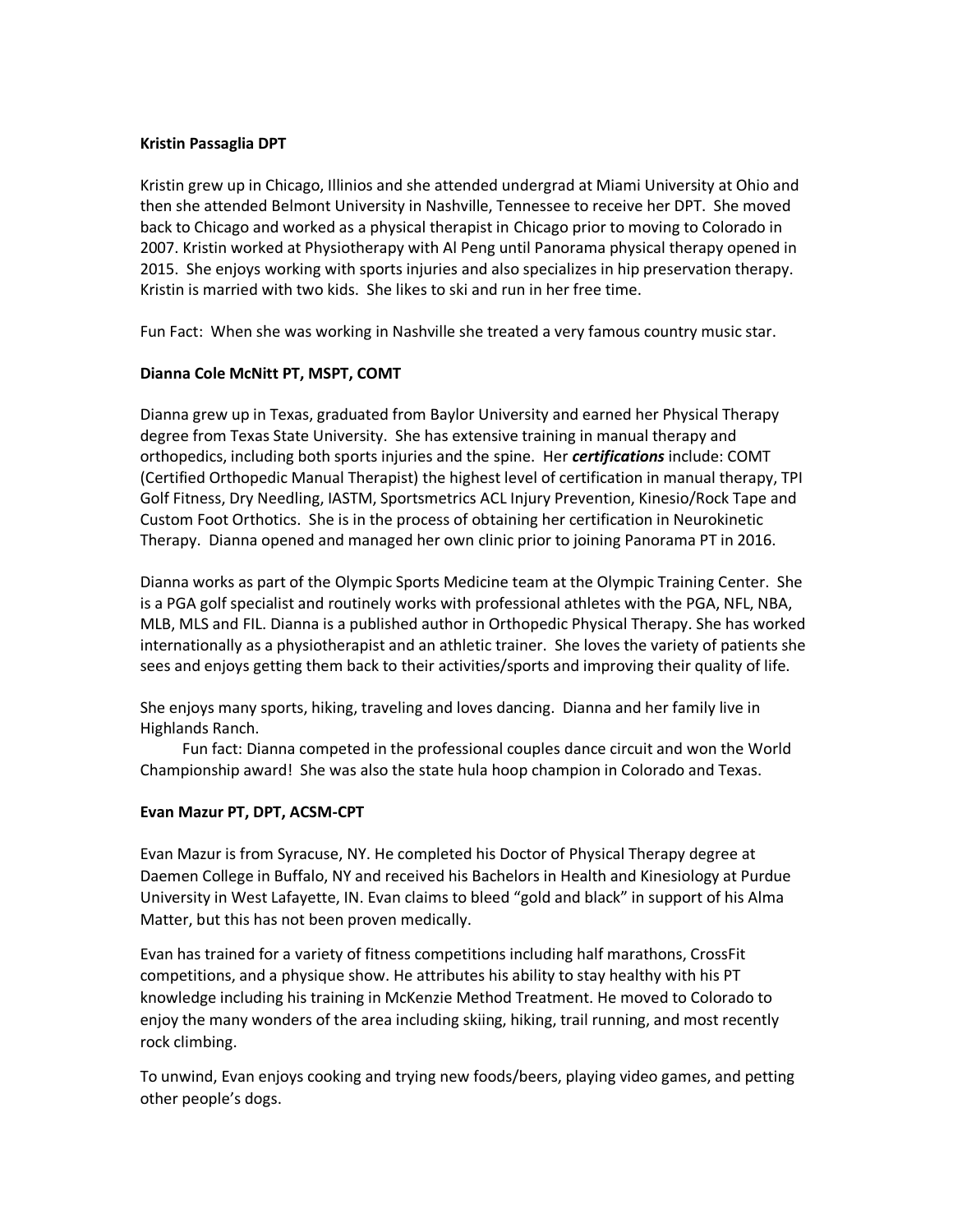**Kristin Passaglia DPT**

Kristin grew up in Chicago, Illinios and she attended undergrad at Miami University at Ohio and then she attended Belmont University in Nashville, Tennessee to receive her DPT. She moved back to Chicago and worked as a physical therapist in Chicago prior to moving to Colorado in 2007. Kristin worked at Physiotherapy with Al Peng until Panorama physical therapy opened in 2015. She enjoys working with sports injuries and also specializes in hip preservation therapy. Kristin is married with two kids. She likes to ski and run in her free time.

Fun Fact: When she was working in Nashville she treated a very famous country music star.

**Dianna Cole McNitt PT, MSPT, COMT**

Dianna grew up in Texas, graduated from Baylor University and earned her Physical Therapy degree from Texas State University. She has extensive training in manual therapy and orthopedics, including both sports injuries and the spine. Her ***certifications*** include: COMT (Certified Orthopedic Manual Therapist) the highest level of certification in manual therapy, TPI Golf Fitness, Dry Needling, IASTM, Sportsmetrics ACL Injury Prevention, Kinesio/Rock Tape and Custom Foot Orthotics. She is in the process of obtaining her certification in Neurokinetic Therapy. Dianna opened and managed her own clinic prior to joining Panorama PT in 2016.

Dianna works as part of the Olympic Sports Medicine team at the Olympic Training Center. She is a PGA golf specialist and routinely works with professional athletes with the PGA, NFL, NBA, MLB, MLS and FIL. Dianna is a published author in Orthopedic Physical Therapy. She has worked internationally as a physiotherapist and an athletic trainer. She loves the variety of patients she sees and enjoys getting them back to their activities/sports and improving their quality of life.

She enjoys many sports, hiking, traveling and loves dancing. Dianna and her family live in Highlands Ranch.

Fun fact: Dianna competed in the professional couples dance circuit and won the World Championship award! She was also the state hula hoop champion in Colorado and Texas.

**Evan Mazur PT, DPT, ACSM-CPT**

Evan Mazur is from Syracuse, NY. He completed his Doctor of Physical Therapy degree at Daemen College in Buffalo, NY and received his Bachelors in Health and Kinesiology at Purdue University in West Lafayette, IN. Evan claims to bleed "gold and black" in support of his Alma Matter, but this has not been proven medically.

Evan has trained for a variety of fitness competitions including half marathons, CrossFit competitions, and a physique show. He attributes his ability to stay healthy with his PT knowledge including his training in McKenzie Method Treatment. He moved to Colorado to enjoy the many wonders of the area including skiing, hiking, trail running, and most recently rock climbing.

To unwind, Evan enjoys cooking and trying new foods/beers, playing video games, and petting other people's dogs.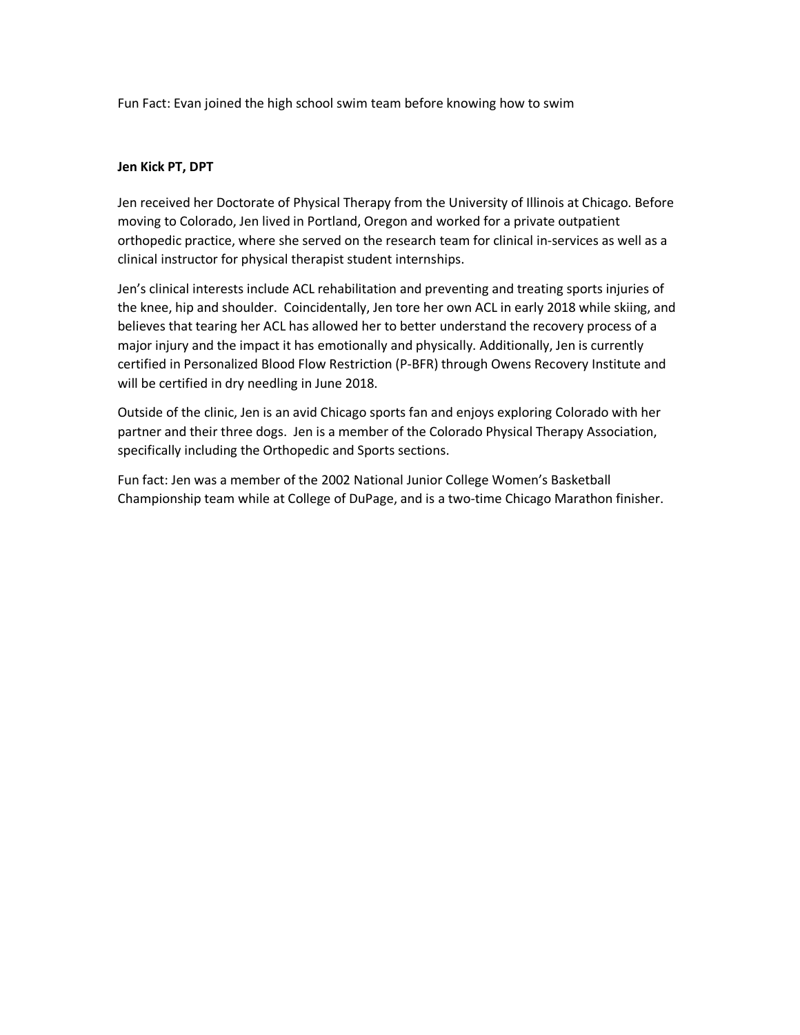Fun Fact: Evan joined the high school swim team before knowing how to swim

**Jen Kick PT, DPT**

Jen received her Doctorate of Physical Therapy from the University of Illinois at Chicago. Before moving to Colorado, Jen lived in Portland, Oregon and worked for a private outpatient orthopedic practice, where she served on the research team for clinical in-services as well as a clinical instructor for physical therapist student internships.

Jen's clinical interests include ACL rehabilitation and preventing and treating sports injuries of the knee, hip and shoulder. Coincidentally, Jen tore her own ACL in early 2018 while skiing, and believes that tearing her ACL has allowed her to better understand the recovery process of a major injury and the impact it has emotionally and physically. Additionally, Jen is currently certified in Personalized Blood Flow Restriction (P-BFR) through Owens Recovery Institute and will be certified in dry needling in June 2018.

Outside of the clinic, Jen is an avid Chicago sports fan and enjoys exploring Colorado with her partner and their three dogs. Jen is a member of the Colorado Physical Therapy Association, specifically including the Orthopedic and Sports sections.

Fun fact: Jen was a member of the 2002 National Junior College Women's Basketball Championship team while at College of DuPage, and is a two-time Chicago Marathon finisher.